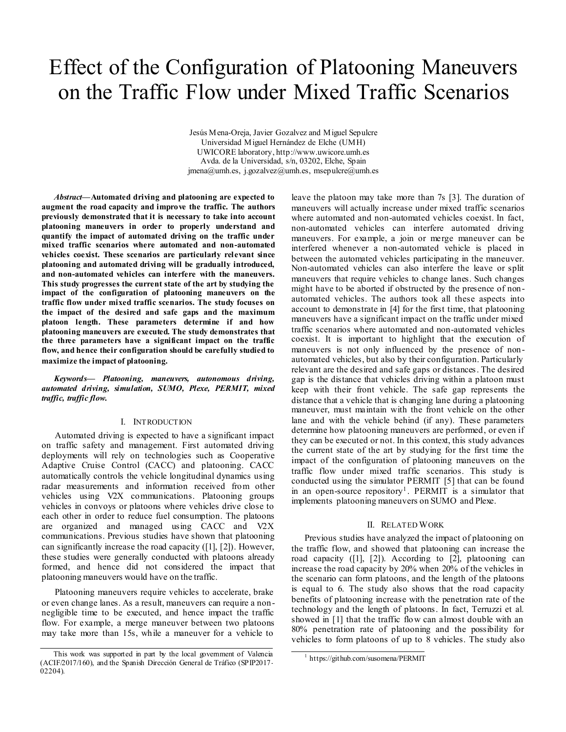# Effect of the Configuration of Platooning Maneuvers on the Traffic Flow under Mixed Traffic Scenarios

Jesús Mena-Oreja, Javier Gozalvez and Miguel Sepulcre
Universidad Miguel Hernández de Elche (UMH)
UWICORE laboratory, http://www.uwicore.umh.es
Avda. de la Universidad, s/n, 03202, Elche, Spain
jmena@umh.es, j.gozalvez@umh.es, msepulcre@umh.es

***Abstract*—Automated driving and platooning are expected to augment the road capacity and improve the traffic. The authors previously demonstrated that it is necessary to take into account platooning maneuvers in order to properly understand and quantify the impact of automated driving on the traffic under mixed traffic scenarios where automated and non-automated vehicles coexist. These scenarios are particularly relevant since platooning and automated driving will be gradually introduced, and non-automated vehicles can interfere with the maneuvers. This study progresses the current state of the art by studying the impact of the configuration of platooning maneuvers on the traffic flow under mixed traffic scenarios. The study focuses on the impact of the desired and safe gaps and the maximum platoon length. These parameters determine if and how platooning maneuvers are executed. The study demonstrates that the three parameters have a significant impact on the traffic flow, and hence their configuration should be carefully studied to maximize the impact of platooning.**

***Keywords*— *Platooning, maneuvers, autonomous driving, automated driving, simulation, SUMO, Plexe, PERMIT, mixed traffic, traffic flow.***

## I. Introduction

Automated driving is expected to have a significant impact on traffic safety and management. First automated driving deployments will rely on technologies such as Cooperative Adaptive Cruise Control (CACC) and platooning. CACC automatically controls the vehicle longitudinal dynamics using radar measurements and information received from other vehicles using V2X communications. Platooning groups vehicles in convoys or platoons where vehicles drive close to each other in order to reduce fuel consumption. The platoons are organized and managed using CACC and V2X communications. Previous studies have shown that platooning can significantly increase the road capacity ([1], [2]). However, these studies were generally conducted with platoons already formed, and hence did not considered the impact that platooning maneuvers would have on the traffic.

Platooning maneuvers require vehicles to accelerate, brake or even change lanes. As a result, maneuvers can require a non-negligible time to be executed, and hence impact the traffic flow. For example, a merge maneuver between two platoons may take more than 15s, while a maneuver for a vehicle to leave the platoon may take more than 7s [3]. The duration of maneuvers will actually increase under mixed traffic scenarios where automated and non-automated vehicles coexist. In fact, non-automated vehicles can interfere automated driving maneuvers. For example, a join or merge maneuver can be interfered whenever a non-automated vehicle is placed in between the automated vehicles participating in the maneuver. Non-automated vehicles can also interfere the leave or split maneuvers that require vehicles to change lanes. Such changes might have to be aborted if obstructed by the presence of non-automated vehicles. The authors took all these aspects into account to demonstrate in [4] for the first time, that platooning maneuvers have a significant impact on the traffic under mixed traffic scenarios where automated and non-automated vehicles coexist. It is important to highlight that the execution of maneuvers is not only influenced by the presence of non-automated vehicles, but also by their configuration. Particularly relevant are the desired and safe gaps or distances. The desired gap is the distance that vehicles driving within a platoon must keep with their front vehicle. The safe gap represents the distance that a vehicle that is changing lane during a platooning maneuver, must maintain with the front vehicle on the other lane and with the vehicle behind (if any). These parameters determine how platooning maneuvers are performed, or even if they can be executed or not. In this context, this study advances the current state of the art by studying for the first time the impact of the configuration of platooning maneuvers on the traffic flow under mixed traffic scenarios. This study is conducted using the simulator PERMIT [5] that can be found in an open-source repository[1]. PERMIT is a simulator that implements platooning maneuvers on SUMO and Plexe.

## II. Related Work

Previous studies have analyzed the impact of platooning on the traffic flow, and showed that platooning can increase the road capacity ([1], [2]). According to [2], platooning can increase the road capacity by 20% when 20% of the vehicles in the scenario can form platoons, and the length of the platoons is equal to 6. The study also shows that the road capacity benefits of platooning increase with the penetration rate of the technology and the length of platoons. In fact, Terruzzi et al. showed in [1] that the traffic flow can almost double with an 80% penetration rate of platooning and the possibility for vehicles to form platoons of up to 8 vehicles. The study also

This work was supported in part by the local government of Valencia (ACIF/2017/160), and the Spanish Dirección General de Tráfico (SPIP2017-02204).

[1] https://github.com/susomena/PERMIT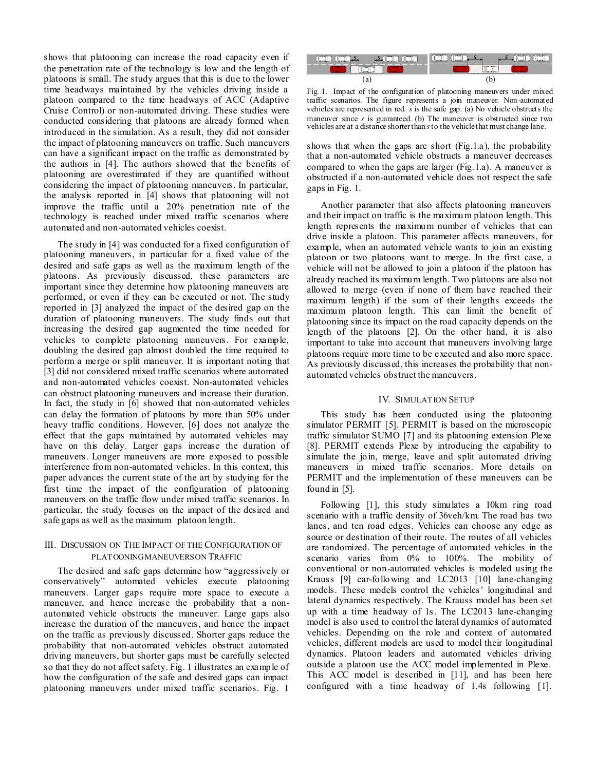shows that platooning can increase the road capacity even if the penetration rate of the technology is low and the length of platoons is small. The study argues that this is due to the lower time headways maintained by the vehicles driving inside a platoon compared to the time headways of ACC (Adaptive Cruise Control) or non-automated driving. These studies were conducted considering that platoons are already formed when introduced in the simulation. As a result, they did not consider the impact of platooning maneuvers on traffic. Such maneuvers can have a significant impact on the traffic as demonstrated by the authors in [4]. The authors showed that the benefits of platooning are overestimated if they are quantified without considering the impact of platooning maneuvers. In particular, the analysis reported in [4] shows that platooning will not improve the traffic until a 20% penetration rate of the technology is reached under mixed traffic scenarios where automated and non-automated vehicles coexist.

The study in [4] was conducted for a fixed configuration of platooning maneuvers, in particular for a fixed value of the desired and safe gaps as well as the maximum length of the platoons. As previously discussed, these parameters are important since they determine how platooning maneuvers are performed, or even if they can be executed or not. The study reported in [3] analyzed the impact of the desired gap on the duration of platooning maneuvers. The study finds out that increasing the desired gap augmented the time needed for vehicles to complete platooning maneuvers. For example, doubling the desired gap almost doubled the time required to perform a merge or split maneuver. It is important noting that [3] did not considered mixed traffic scenarios where automated and non-automated vehicles coexist. Non-automated vehicles can obstruct platooning maneuvers and increase their duration. In fact, the study in [6] showed that non-automated vehicles can delay the formation of platoons by more than 50% under heavy traffic conditions. However, [6] does not analyze the effect that the gaps maintained by automated vehicles may have on this delay. Larger gaps increase the duration of maneuvers. Longer maneuvers are more exposed to possible interference from non-automated vehicles. In this context, this paper advances the current state of the art by studying for the first time the impact of the configuration of platooning maneuvers on the traffic flow under mixed traffic scenarios. In particular, the study focuses on the impact of the desired and safe gaps as well as the maximum platoon length.

## III. Discussion on the Impact of the Configuration of Platooning Maneuvers on Traffic

The desired and safe gaps determine how "aggressively or conservatively" automated vehicles execute platooning maneuvers. Larger gaps require more space to execute a maneuver, and hence increase the probability that a non-automated vehicle obstructs the maneuver. Large gaps also increase the duration of the maneuvers, and hence the impact on the traffic as previously discussed. Shorter gaps reduce the probability that non-automated vehicles obstruct automated driving maneuvers, but shorter gaps must be carefully selected so that they do not affect safety. Fig. 1 illustrates an example of how the configuration of the safe and desired gaps can impact platooning maneuvers under mixed traffic scenarios. Fig. 1 shows that when the gaps are short (Fig.1.a), the probability that a non-automated vehicle obstructs a maneuver decreases compared to when the gaps are larger (Fig.1.a). A maneuver is obstructed if a non-automated vehicle does not respect the safe gaps in Fig. 1.

Fig. 1. Impact of the configuration of platooning maneuvers under mixed traffic scenarios. The figure represents a join maneuver. Non-automated vehicles are represented in red. *s* is the safe gap. (a) No vehicle obstructs the maneuver since *s* is guaranteed. (b) The maneuver is obstructed since two vehicles are at a distance shorter than *s* to the vehicle that must change lane.

Another parameter that also affects platooning maneuvers and their impact on traffic is the maximum platoon length. This length represents the maximum number of vehicles that can drive inside a platoon. This parameter affects maneuvers, for example, when an automated vehicle wants to join an existing platoon or two platoons want to merge. In the first case, a vehicle will not be allowed to join a platoon if the platoon has already reached its maximum length. Two platoons are also not allowed to merge (even if none of them have reached their maximum length) if the sum of their lengths exceeds the maximum platoon length. This can limit the benefit of platooning since its impact on the road capacity depends on the length of the platoons [2]. On the other hand, it is also important to take into account that maneuvers involving large platoons require more time to be executed and also more space. As previously discussed, this increases the probability that non-automated vehicles obstruct the maneuvers.

## IV. Simulation Setup

This study has been conducted using the platooning simulator PERMIT [5]. PERMIT is based on the microscopic traffic simulator SUMO [7] and its platooning extension Plexe [8]. PERMIT extends Plexe by introducing the capability to simulate the join, merge, leave and split automated driving maneuvers in mixed traffic scenarios. More details on PERMIT and the implementation of these maneuvers can be found in [5].

Following [1], this study simulates a 10km ring road scenario with a traffic density of 36veh/km. The road has two lanes, and ten road edges. Vehicles can choose any edge as source or destination of their route. The routes of all vehicles are randomized. The percentage of automated vehicles in the scenario varies from 0% to 100%. The mobility of conventional or non-automated vehicles is modeled using the Krauss [9] car-following and LC2013 [10] lane-changing models. These models control the vehicles' longitudinal and lateral dynamics respectively. The Krauss model has been set up with a time headway of 1s. The LC2013 lane-changing model is also used to control the lateral dynamics of automated vehicles. Depending on the role and context of automated vehicles, different models are used to model their longitudinal dynamics. Platoon leaders and automated vehicles driving outside a platoon use the ACC model implemented in Plexe. This ACC model is described in [11], and has been here configured with a time headway of 1.4s following [1].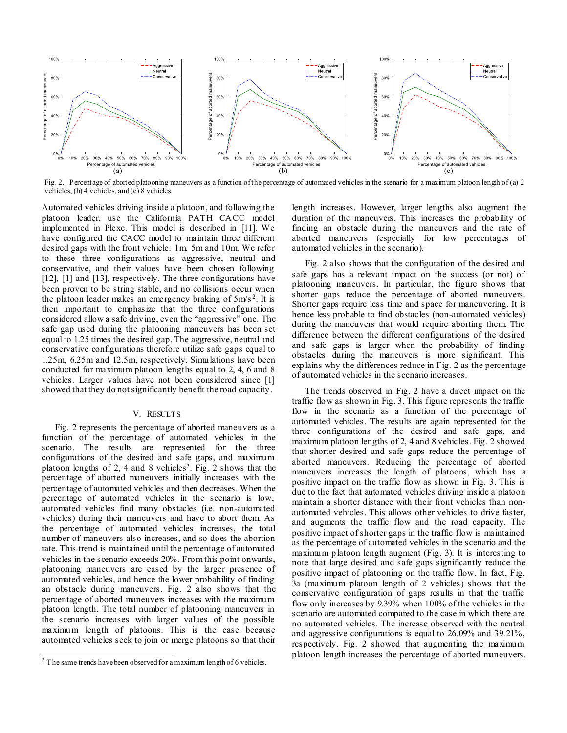Fig. 2. Percentage of aborted platooning maneuvers as a function of the percentage of automated vehicles in the scenario for a maximum platoon length of (a) 2 vehicles, (b) 4 vehicles, and (c) 8 vehicles.

Automated vehicles driving inside a platoon, and following the platoon leader, use the California PATH CACC model implemented in Plexe. This model is described in [11]. We have configured the CACC model to maintain three different desired gaps with the front vehicle: 1m, 5m and 10m. We refer to these three configurations as aggressive, neutral and conservative, and their values have been chosen following [12], [1] and [13], respectively. The three configurations have been proven to be string stable, and no collisions occur when the platoon leader makes an emergency braking of $5m/s^2$. It is then important to emphasize that the three configurations considered allow a safe driving, even the "aggressive" one. The safe gap used during the platooning maneuvers has been set equal to 1.25 times the desired gap. The aggressive, neutral and conservative configurations therefore utilize safe gaps equal to 1.25m, 6.25m and 12.5m, respectively. Simulations have been conducted for maximum platoon lengths equal to 2, 4, 6 and 8 vehicles. Larger values have not been considered since [1] showed that they do not significantly benefit the road capacity.

## V. RESULTS

Fig. 2 represents the percentage of aborted maneuvers as a function of the percentage of automated vehicles in the scenario. The results are represented for the three configurations of the desired and safe gaps, and maximum platoon lengths of 2, 4 and 8 vehicles[2]. Fig. 2 shows that the percentage of aborted maneuvers initially increases with the percentage of automated vehicles and then decreases. When the percentage of automated vehicles in the scenario is low, automated vehicles find many obstacles (i.e. non-automated vehicles) during their maneuvers and have to abort them. As the percentage of automated vehicles increases, the total number of maneuvers also increases, and so does the abortion rate. This trend is maintained until the percentage of automated vehicles in the scenario exceeds 20%. From this point onwards, platooning maneuvers are eased by the larger presence of automated vehicles, and hence the lower probability of finding an obstacle during maneuvers. Fig. 2 also shows that the percentage of aborted maneuvers increases with the maximum platoon length. The total number of platooning maneuvers in the scenario increases with larger values of the possible maximum length of platoons. This is the case because automated vehicles seek to join or merge platoons so that their length increases. However, larger lengths also augment the duration of the maneuvers. This increases the probability of finding an obstacle during the maneuvers and the rate of aborted maneuvers (especially for low percentages of automated vehicles in the scenario).

Fig. 2 also shows that the configuration of the desired and safe gaps has a relevant impact on the success (or not) of platooning maneuvers. In particular, the figure shows that shorter gaps reduce the percentage of aborted maneuvers. Shorter gaps require less time and space for maneuvering. It is hence less probable to find obstacles (non-automated vehicles) during the maneuvers that would require aborting them. The difference between the different configurations of the desired and safe gaps is larger when the probability of finding obstacles during the maneuvers is more significant. This explains why the differences reduce in Fig. 2 as the percentage of automated vehicles in the scenario increases.

The trends observed in Fig. 2 have a direct impact on the traffic flow as shown in Fig. 3. This figure represents the traffic flow in the scenario as a function of the percentage of automated vehicles. The results are again represented for the three configurations of the desired and safe gaps, and maximum platoon lengths of 2, 4 and 8 vehicles. Fig. 2 showed that shorter desired and safe gaps reduce the percentage of aborted maneuvers. Reducing the percentage of aborted maneuvers increases the length of platoons, which has a positive impact on the traffic flow as shown in Fig. 3. This is due to the fact that automated vehicles driving inside a platoon maintain a shorter distance with their front vehicles than non-automated vehicles. This allows other vehicles to drive faster, and augments the traffic flow and the road capacity. The positive impact of shorter gaps in the traffic flow is maintained as the percentage of automated vehicles in the scenario and the maximum platoon length augment (Fig. 3). It is interesting to note that large desired and safe gaps significantly reduce the positive impact of platooning on the traffic flow. In fact, Fig. 3a (maximum platoon length of 2 vehicles) shows that the conservative configuration of gaps results in that the traffic flow only increases by 9.39% when 100% of the vehicles in the scenario are automated compared to the case in which there are no automated vehicles. The increase observed with the neutral and aggressive configurations is equal to 26.09% and 39.21%, respectively. Fig. 2 showed that augmenting the maximum platoon length increases the percentage of aborted maneuvers.

[2] The same trends have been observed for a maximum length of 6 vehicles.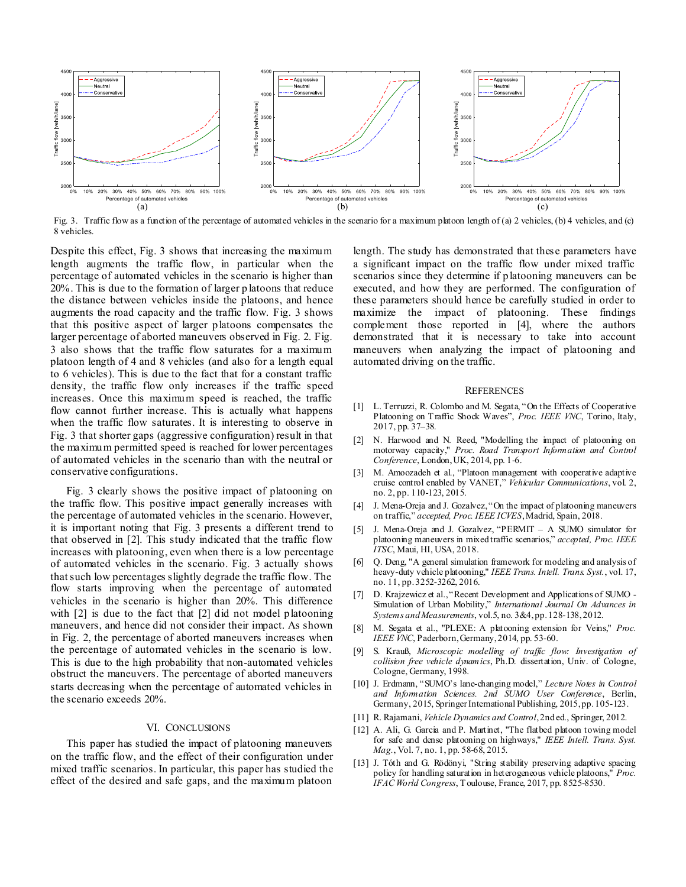4500
4000
3500
3000
2500
2000
Traffic flow [veh/h/lane]
Aggressive
Neutral
Conservative
0% 10% 20% 30% 40% 50% 60% 70% 80% 90% 100%
Percentage of automated vehicles
(a)

4500
4000
3500
3000
2500
2000
Traffic flow [veh/h/lane]
Aggressive
Neutral
Conservative
0% 10% 20% 30% 40% 50% 60% 70% 80% 90% 100%
Percentage of automated vehicles
(b)

4500
4000
3500
3000
2500
2000
Traffic flow [veh/h/lane]
Aggressive
Neutral
Conservative
0% 10% 20% 30% 40% 50% 60% 70% 80% 90% 100%
Percentage of automated vehicles
(c)

Fig. 3. Traffic flow as a function of the percentage of automated vehicles in the scenario for a maximum platoon length of (a) 2 vehicles, (b) 4 vehicles, and (c) 8 vehicles.

Despite this effect, Fig. 3 shows that increasing the maximum length augments the traffic flow, in particular when the percentage of automated vehicles in the scenario is higher than 20%. This is due to the formation of larger platoons that reduce the distance between vehicles inside the platoons, and hence augments the road capacity and the traffic flow. Fig. 3 shows that this positive aspect of larger platoons compensates the larger percentage of aborted maneuvers observed in Fig. 2. Fig. 3 also shows that the traffic flow saturates for a maximum platoon length of 4 and 8 vehicles (and also for a length equal to 6 vehicles). This is due to the fact that for a constant traffic density, the traffic flow only increases if the traffic speed increases. Once this maximum speed is reached, the traffic flow cannot further increase. This is actually what happens when the traffic flow saturates. It is interesting to observe in Fig. 3 that shorter gaps (aggressive configuration) result in that the maximum permitted speed is reached for lower percentages of automated vehicles in the scenario than with the neutral or conservative configurations.

Fig. 3 clearly shows the positive impact of platooning on the traffic flow. This positive impact generally increases with the percentage of automated vehicles in the scenario. However, it is important noting that Fig. 3 presents a different trend to that observed in [2]. This study indicated that the traffic flow increases with platooning, even when there is a low percentage of automated vehicles in the scenario. Fig. 3 actually shows that such low percentages slightly degrade the traffic flow. The flow starts improving when the percentage of automated vehicles in the scenario is higher than 20%. This difference with [2] is due to the fact that [2] did not model platooning maneuvers, and hence did not consider their impact. As shown in Fig. 2, the percentage of aborted maneuvers increases when the percentage of automated vehicles in the scenario is low. This is due to the high probability that non-automated vehicles obstruct the maneuvers. The percentage of aborted maneuvers starts decreasing when the percentage of automated vehicles in the scenario exceeds 20%.

## VI. CONCLUSIONS

This paper has studied the impact of platooning maneuvers on the traffic flow, and the effect of their configuration under mixed traffic scenarios. In particular, this paper has studied the effect of the desired and safe gaps, and the maximum platoon length. The study has demonstrated that these parameters have a significant impact on the traffic flow under mixed traffic scenarios since they determine if platooning maneuvers can be executed, and how they are performed. The configuration of these parameters should hence be carefully studied in order to maximize the impact of platooning. These findings complement those reported in [4], where the authors demonstrated that it is necessary to take into account maneuvers when analyzing the impact of platooning and automated driving on the traffic.

## REFERENCES

[1] L. Terruzzi, R. Colombo and M. Segata, "On the Effects of Cooperative Platooning on Traffic Shock Waves", *Proc. IEEE VNC*, Torino, Italy, 2017, pp. 37–38.

[2] N. Harwood and N. Reed, "Modelling the impact of platooning on motorway capacity," *Proc. Road Transport Information and Control Conference*, London, UK, 2014, pp. 1-6.

[3] M. Amoozadeh et al., "Platoon management with cooperative adaptive cruise control enabled by VANET," *Vehicular Communications*, vol. 2, no. 2, pp. 110-123, 2015.

[4] J. Mena-Oreja and J. Gozalvez, "On the impact of platooning maneuvers on traffic," *accepted, Proc. IEEE ICVES*, Madrid, Spain, 2018.

[5] J. Mena-Oreja and J. Gozalvez, "PERMIT – A SUMO simulator for platooning maneuvers in mixed traffic scenarios," *accepted, Proc. IEEE ITSC*, Maui, HI, USA, 2018.

[6] Q. Deng, "A general simulation framework for modeling and analysis of heavy-duty vehicle platooning," *IEEE Trans. Intell. Trans. Syst.*, vol. 17, no. 11, pp. 3252-3262, 2016.

[7] D. Krajzewicz et al., "Recent Development and Applications of SUMO - Simulation of Urban Mobility," *International Journal On Advances in Systems and Measurements*, vol.5, no. 3&4, pp. 128-138, 2012.

[8] M. Segata et al., "PLEXE: A platooning extension for Veins," *Proc. IEEE VNC*, Paderborn, Germany, 2014, pp. 53-60.

[9] S. Krauß, *Microscopic modelling of traffic flow: Investigation of collision free vehicle dynamics*, Ph.D. dissertation, Univ. of Cologne, Cologne, Germany, 1998.

[10] J. Erdmann, "SUMO's lane-changing model," *Lecture Notes in Control and Information Sciences. 2nd SUMO User Conference*, Berlin, Germany, 2015, Springer International Publishing, 2015, pp. 105-123.

[11] R. Rajamani, *Vehicle Dynamics and Control*, 2nd ed., Springer, 2012.

[12] A. Ali, G. Garcia and P. Martinet, "The flatbed platoon towing model for safe and dense platooning on highways," *IEEE Intell. Trans. Syst. Mag.*, Vol. 7, no. 1, pp. 58-68, 2015.

[13] J. Tóth and G. Rödönyi, "String stability preserving adaptive spacing policy for handling saturation in heterogeneous vehicle platoons," *Proc. IFAC World Congress*, Toulouse, France, 2017, pp. 8525-8530.